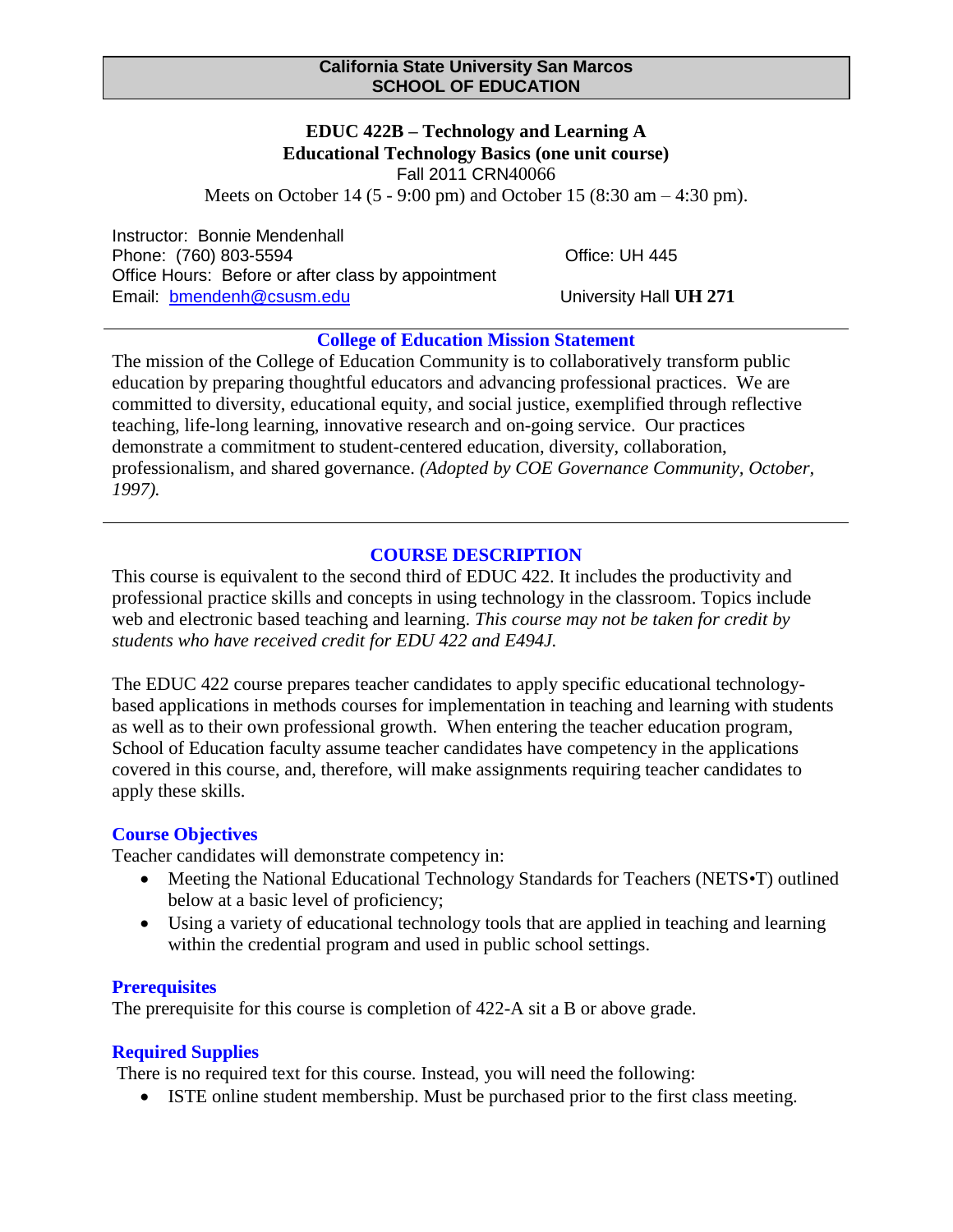**California State University San Marcos**
**SCHOOL OF EDUCATION**

# EDUC 422B – Technology and Learning A
## Educational Technology Basics (one unit course)

Fall 2011 CRN40066

Meets on October 14 (5 - 9:00 pm) and October 15 (8:30 am – 4:30 pm).

Instructor: Bonnie Mendenhall
Phone: (760) 803-5594
Office: UH 445
Office Hours: Before or after class by appointment
Email: [bmendenh@csusm.edu](mailto:bmendenh@csusm.edu)
University Hall **UH 271**

---

### College of Education Mission Statement

The mission of the College of Education Community is to collaboratively transform public education by preparing thoughtful educators and advancing professional practices. We are committed to diversity, educational equity, and social justice, exemplified through reflective teaching, life-long learning, innovative research and on-going service. Our practices demonstrate a commitment to student-centered education, diversity, collaboration, professionalism, and shared governance. *(Adopted by COE Governance Community, October, 1997).*

---

## COURSE DESCRIPTION

This course is equivalent to the second third of EDUC 422. It includes the productivity and professional practice skills and concepts in using technology in the classroom. Topics include web and electronic based teaching and learning. *This course may not be taken for credit by students who have received credit for EDU 422 and E494J.*

The EDUC 422 course prepares teacher candidates to apply specific educational technology-based applications in methods courses for implementation in teaching and learning with students as well as to their own professional growth. When entering the teacher education program, School of Education faculty assume teacher candidates have competency in the applications covered in this course, and, therefore, will make assignments requiring teacher candidates to apply these skills.

### Course Objectives

Teacher candidates will demonstrate competency in:

- Meeting the National Educational Technology Standards for Teachers (NETS•T) outlined below at a basic level of proficiency;
- Using a variety of educational technology tools that are applied in teaching and learning within the credential program and used in public school settings.

### Prerequisites

The prerequisite for this course is completion of 422-A sit a B or above grade.

### Required Supplies

There is no required text for this course. Instead, you will need the following:

- ISTE online student membership. Must be purchased prior to the first class meeting.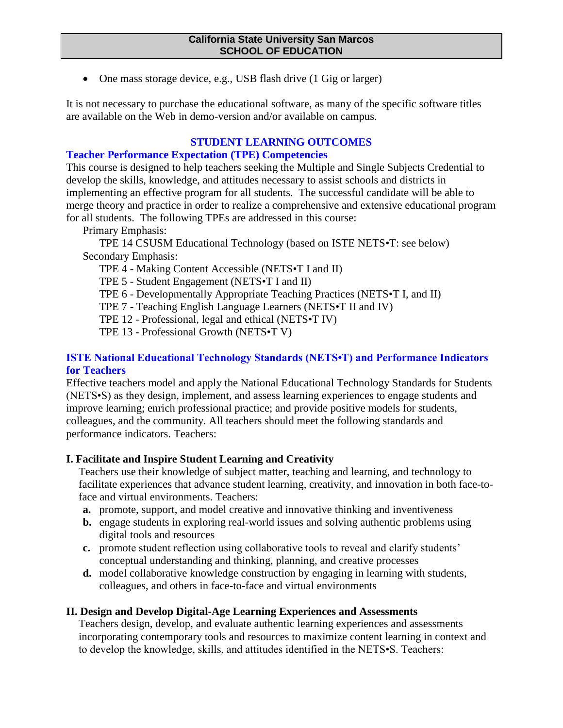- One mass storage device, e.g., USB flash drive (1 Gig or larger)

It is not necessary to purchase the educational software, as many of the specific software titles are available on the Web in demo-version and/or available on campus.

## STUDENT LEARNING OUTCOMES

### Teacher Performance Expectation (TPE) Competencies

This course is designed to help teachers seeking the Multiple and Single Subjects Credential to develop the skills, knowledge, and attitudes necessary to assist schools and districts in implementing an effective program for all students. The successful candidate will be able to merge theory and practice in order to realize a comprehensive and extensive educational program for all students. The following TPEs are addressed in this course:

Primary Emphasis:

- TPE 14 CSUSM Educational Technology (based on ISTE NETS•T: see below)

Secondary Emphasis:

- TPE 4 - Making Content Accessible (NETS•T I and II)
- TPE 5 - Student Engagement (NETS•T I and II)
- TPE 6 - Developmentally Appropriate Teaching Practices (NETS•T I, and II)
- TPE 7 - Teaching English Language Learners (NETS•T II and IV)
- TPE 12 - Professional, legal and ethical (NETS•T IV)
- TPE 13 - Professional Growth (NETS•T V)

### ISTE National Educational Technology Standards (NETS•T) and Performance Indicators for Teachers

Effective teachers model and apply the National Educational Technology Standards for Students (NETS•S) as they design, implement, and assess learning experiences to engage students and improve learning; enrich professional practice; and provide positive models for students, colleagues, and the community. All teachers should meet the following standards and performance indicators. Teachers:

**I. Facilitate and Inspire Student Learning and Creativity**

Teachers use their knowledge of subject matter, teaching and learning, and technology to facilitate experiences that advance student learning, creativity, and innovation in both face-to-face and virtual environments. Teachers:

- **a.** promote, support, and model creative and innovative thinking and inventiveness
- **b.** engage students in exploring real-world issues and solving authentic problems using digital tools and resources
- **c.** promote student reflection using collaborative tools to reveal and clarify students' conceptual understanding and thinking, planning, and creative processes
- **d.** model collaborative knowledge construction by engaging in learning with students, colleagues, and others in face-to-face and virtual environments

**II. Design and Develop Digital-Age Learning Experiences and Assessments**

Teachers design, develop, and evaluate authentic learning experiences and assessments incorporating contemporary tools and resources to maximize content learning in context and to develop the knowledge, skills, and attitudes identified in the NETS•S. Teachers: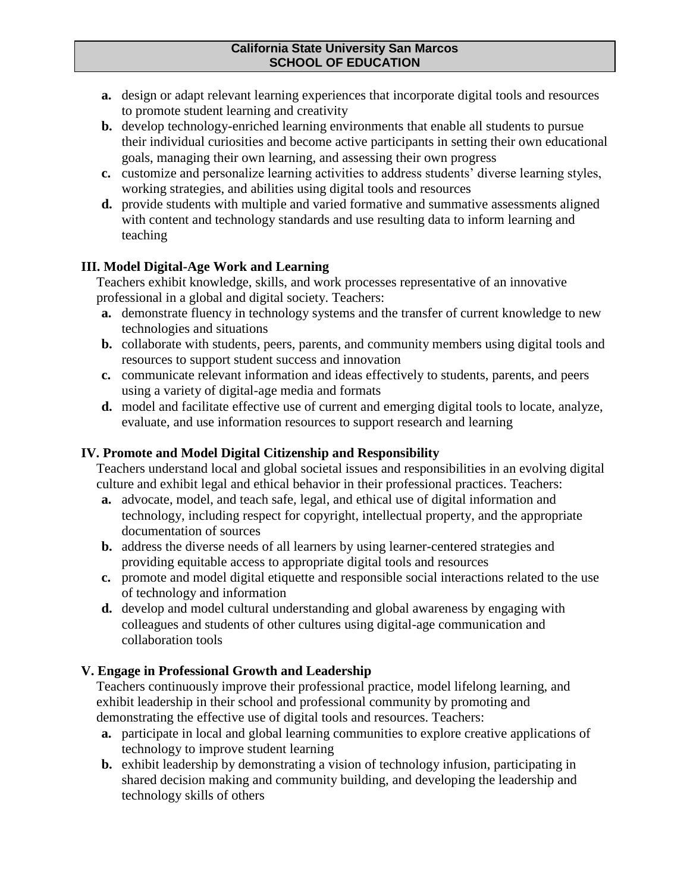- **a.** design or adapt relevant learning experiences that incorporate digital tools and resources to promote student learning and creativity
- **b.** develop technology-enriched learning environments that enable all students to pursue their individual curiosities and become active participants in setting their own educational goals, managing their own learning, and assessing their own progress
- **c.** customize and personalize learning activities to address students' diverse learning styles, working strategies, and abilities using digital tools and resources
- **d.** provide students with multiple and varied formative and summative assessments aligned with content and technology standards and use resulting data to inform learning and teaching

### III. Model Digital-Age Work and Learning

Teachers exhibit knowledge, skills, and work processes representative of an innovative professional in a global and digital society. Teachers:

- **a.** demonstrate fluency in technology systems and the transfer of current knowledge to new technologies and situations
- **b.** collaborate with students, peers, parents, and community members using digital tools and resources to support student success and innovation
- **c.** communicate relevant information and ideas effectively to students, parents, and peers using a variety of digital-age media and formats
- **d.** model and facilitate effective use of current and emerging digital tools to locate, analyze, evaluate, and use information resources to support research and learning

### IV. Promote and Model Digital Citizenship and Responsibility

Teachers understand local and global societal issues and responsibilities in an evolving digital culture and exhibit legal and ethical behavior in their professional practices. Teachers:

- **a.** advocate, model, and teach safe, legal, and ethical use of digital information and technology, including respect for copyright, intellectual property, and the appropriate documentation of sources
- **b.** address the diverse needs of all learners by using learner-centered strategies and providing equitable access to appropriate digital tools and resources
- **c.** promote and model digital etiquette and responsible social interactions related to the use of technology and information
- **d.** develop and model cultural understanding and global awareness by engaging with colleagues and students of other cultures using digital-age communication and collaboration tools

### V. Engage in Professional Growth and Leadership

Teachers continuously improve their professional practice, model lifelong learning, and exhibit leadership in their school and professional community by promoting and demonstrating the effective use of digital tools and resources. Teachers:

- **a.** participate in local and global learning communities to explore creative applications of technology to improve student learning
- **b.** exhibit leadership by demonstrating a vision of technology infusion, participating in shared decision making and community building, and developing the leadership and technology skills of others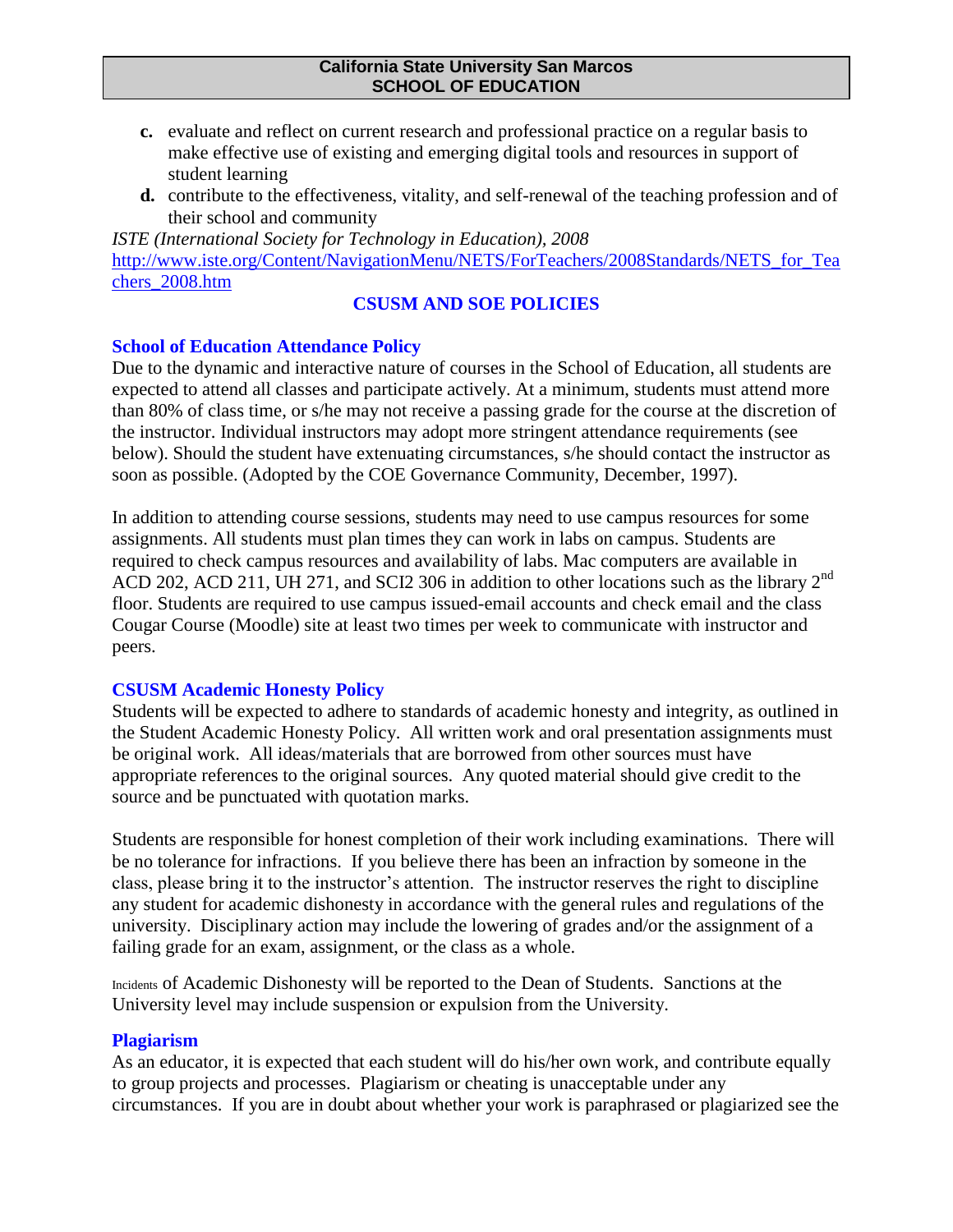**c.** evaluate and reflect on current research and professional practice on a regular basis to make effective use of existing and emerging digital tools and resources in support of student learning

**d.** contribute to the effectiveness, vitality, and self-renewal of the teaching profession and of their school and community

*ISTE (International Society for Technology in Education), 2008*
http://www.iste.org/Content/NavigationMenu/NETS/ForTeachers/2008Standards/NETS_for_Teachers_2008.htm

## CSUSM AND SOE POLICIES

### School of Education Attendance Policy

Due to the dynamic and interactive nature of courses in the School of Education, all students are expected to attend all classes and participate actively. At a minimum, students must attend more than 80% of class time, or s/he may not receive a passing grade for the course at the discretion of the instructor. Individual instructors may adopt more stringent attendance requirements (see below). Should the student have extenuating circumstances, s/he should contact the instructor as soon as possible. (Adopted by the COE Governance Community, December, 1997).

In addition to attending course sessions, students may need to use campus resources for some assignments. All students must plan times they can work in labs on campus. Students are required to check campus resources and availability of labs. Mac computers are available in ACD 202, ACD 211, UH 271, and SCI2 306 in addition to other locations such as the library 2nd floor. Students are required to use campus issued-email accounts and check email and the class Cougar Course (Moodle) site at least two times per week to communicate with instructor and peers.

### CSUSM Academic Honesty Policy

Students will be expected to adhere to standards of academic honesty and integrity, as outlined in the Student Academic Honesty Policy. All written work and oral presentation assignments must be original work. All ideas/materials that are borrowed from other sources must have appropriate references to the original sources. Any quoted material should give credit to the source and be punctuated with quotation marks.

Students are responsible for honest completion of their work including examinations. There will be no tolerance for infractions. If you believe there has been an infraction by someone in the class, please bring it to the instructor's attention. The instructor reserves the right to discipline any student for academic dishonesty in accordance with the general rules and regulations of the university. Disciplinary action may include the lowering of grades and/or the assignment of a failing grade for an exam, assignment, or the class as a whole.

Incidents of Academic Dishonesty will be reported to the Dean of Students. Sanctions at the University level may include suspension or expulsion from the University.

### Plagiarism

As an educator, it is expected that each student will do his/her own work, and contribute equally to group projects and processes. Plagiarism or cheating is unacceptable under any circumstances. If you are in doubt about whether your work is paraphrased or plagiarized see the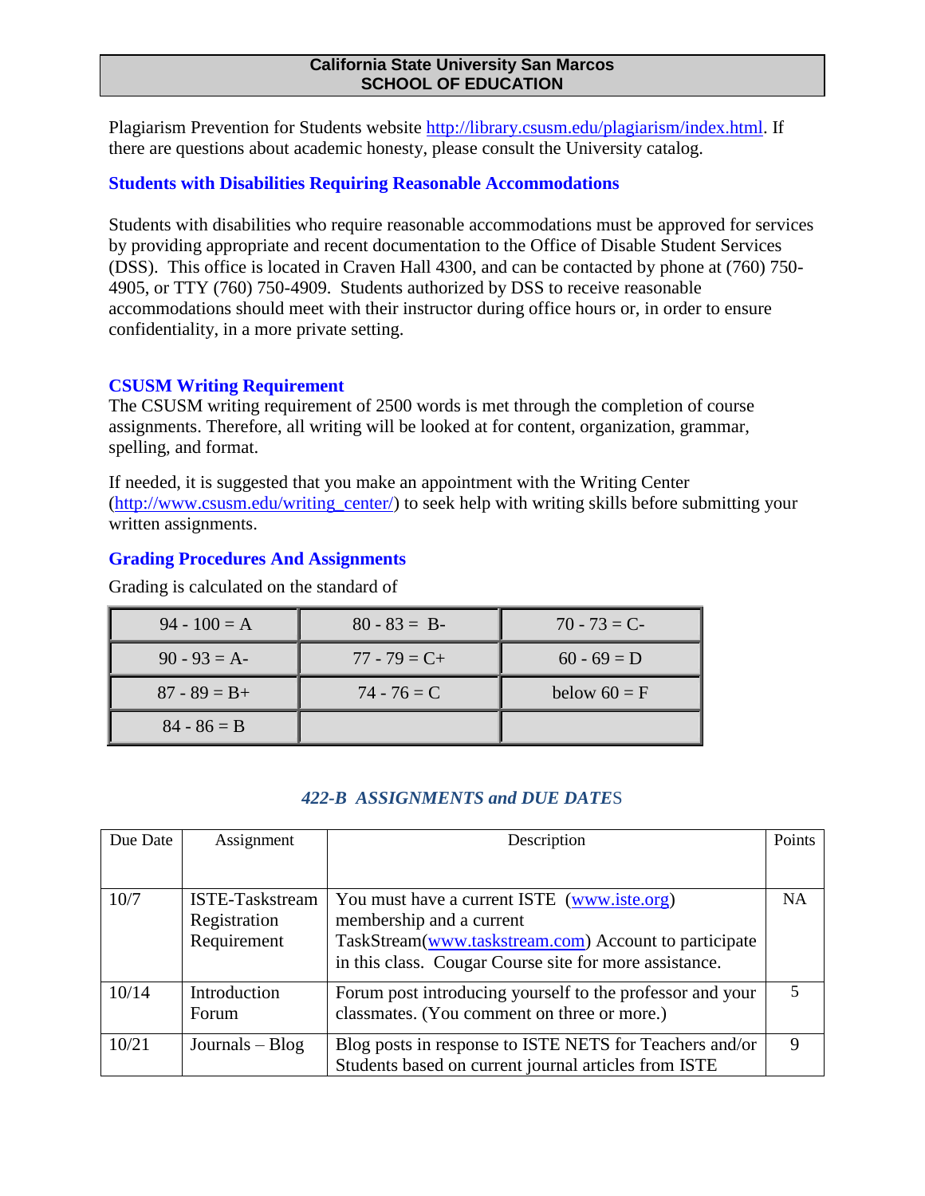Plagiarism Prevention for Students website http://library.csusm.edu/plagiarism/index.html. If there are questions about academic honesty, please consult the University catalog.

### Students with Disabilities Requiring Reasonable Accommodations

Students with disabilities who require reasonable accommodations must be approved for services by providing appropriate and recent documentation to the Office of Disable Student Services (DSS). This office is located in Craven Hall 4300, and can be contacted by phone at (760) 750-4905, or TTY (760) 750-4909. Students authorized by DSS to receive reasonable accommodations should meet with their instructor during office hours or, in order to ensure confidentiality, in a more private setting.

### CSUSM Writing Requirement

The CSUSM writing requirement of 2500 words is met through the completion of course assignments. Therefore, all writing will be looked at for content, organization, grammar, spelling, and format.

If needed, it is suggested that you make an appointment with the Writing Center (http://www.csusm.edu/writing_center/) to seek help with writing skills before submitting your written assignments.

### Grading Procedures And Assignments

Grading is calculated on the standard of

| | | |
|---|---|---|
| 94 - 100 = A | 80 - 83 = B- | 70 - 73 = C- |
| 90 - 93 = A- | 77 - 79 = C+ | 60 - 69 = D |
| 87 - 89 = B+ | 74 - 76 = C | below 60 = F |
| 84 - 86 = B | | |

### *422-B ASSIGNMENTS and DUE DATES*

| Due Date | Assignment | Description | Points |
|---|---|---|---|
| 10/7 | ISTE-Taskstream Registration Requirement | You must have a current ISTE (www.iste.org) membership and a current TaskStream(www.taskstream.com) Account to participate in this class. Cougar Course site for more assistance. | NA |
| 10/14 | Introduction Forum | Forum post introducing yourself to the professor and your classmates. (You comment on three or more.) | 5 |
| 10/21 | Journals – Blog | Blog posts in response to ISTE NETS for Teachers and/or Students based on current journal articles from ISTE | 9 |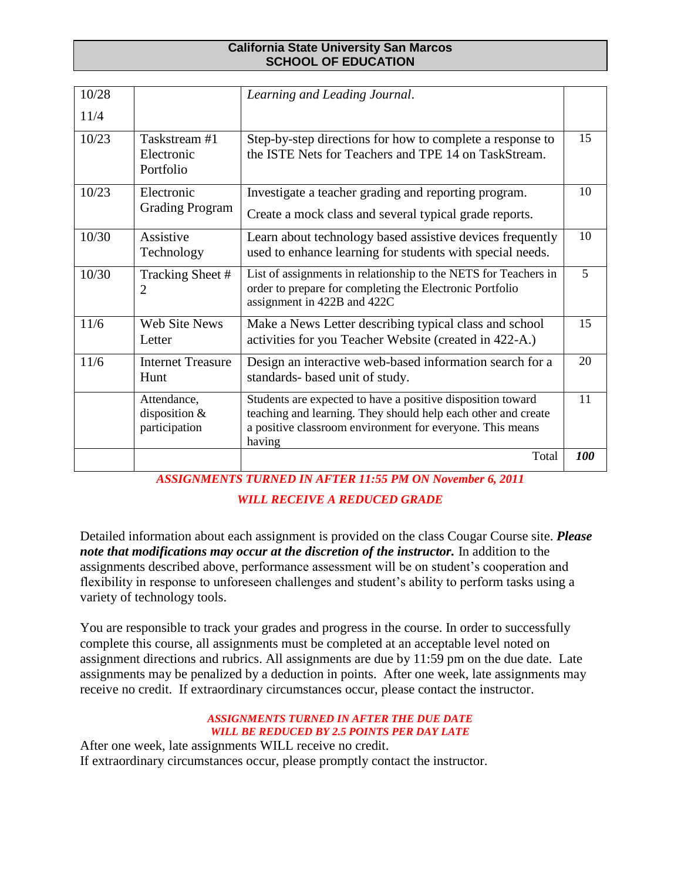| | | | |
|---|---|---|---|
| 10/28<br>11/4 | | *Learning and Leading Journal*. | |
| 10/23 | Taskstream #1 Electronic Portfolio | Step-by-step directions for how to complete a response to the ISTE Nets for Teachers and TPE 14 on TaskStream. | 15 |
| 10/23 | Electronic Grading Program | Investigate a teacher grading and reporting program.<br>Create a mock class and several typical grade reports. | 10 |
| 10/30 | Assistive Technology | Learn about technology based assistive devices frequently used to enhance learning for students with special needs. | 10 |
| 10/30 | Tracking Sheet # 2 | List of assignments in relationship to the NETS for Teachers in order to prepare for completing the Electronic Portfolio assignment in 422B and 422C | 5 |
| 11/6 | Web Site News Letter | Make a News Letter describing typical class and school activities for you Teacher Website (created in 422-A.) | 15 |
| 11/6 | Internet Treasure Hunt | Design an interactive web-based information search for a standards- based unit of study. | 20 |
| | Attendance, disposition & participation | Students are expected to have a positive disposition toward teaching and learning. They should help each other and create a positive classroom environment for everyone. This means having | 11 |
| | | Total | ***100*** |

***ASSIGNMENTS TURNED IN AFTER 11:55 PM ON November 6, 2011***

***WILL RECEIVE A REDUCED GRADE***

Detailed information about each assignment is provided on the class Cougar Course site. ***Please note that modifications may occur at the discretion of the instructor.*** In addition to the assignments described above, performance assessment will be on student's cooperation and flexibility in response to unforeseen challenges and student's ability to perform tasks using a variety of technology tools.

You are responsible to track your grades and progress in the course. In order to successfully complete this course, all assignments must be completed at an acceptable level noted on assignment directions and rubrics. All assignments are due by 11:59 pm on the due date. Late assignments may be penalized by a deduction in points. After one week, late assignments may receive no credit. If extraordinary circumstances occur, please contact the instructor.

***ASSIGNMENTS TURNED IN AFTER THE DUE DATE***
***WILL BE REDUCED BY 2.5 POINTS PER DAY LATE***

After one week, late assignments WILL receive no credit.
If extraordinary circumstances occur, please promptly contact the instructor.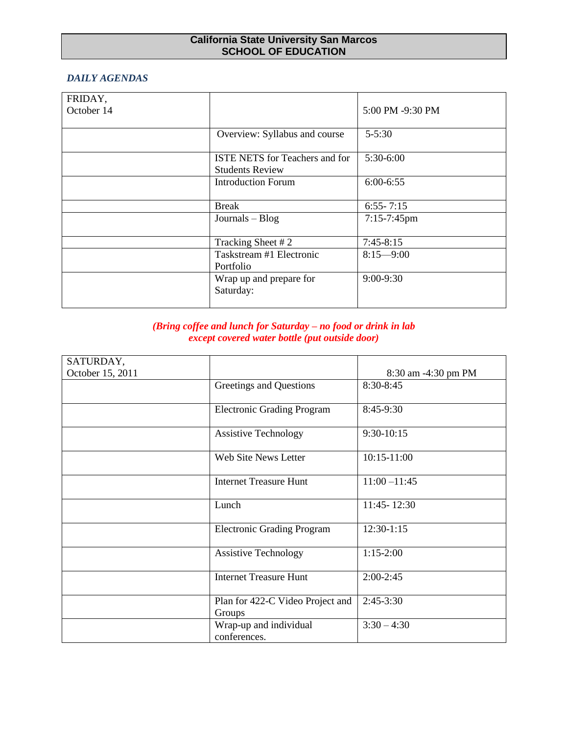**California State University San Marcos**
**SCHOOL OF EDUCATION**

### *DAILY AGENDAS*

| | | |
|---|---|---|
| FRIDAY, October 14 | | 5:00 PM -9:30 PM |
| | Overview: Syllabus and course | 5-5:30 |
| | ISTE NETS for Teachers and for Students Review | 5:30-6:00 |
| | Introduction Forum | 6:00-6:55 |
| | Break | 6:55- 7:15 |
| | Journals – Blog | 7:15-7:45pm |
| | Tracking Sheet # 2 | 7:45-8:15 |
| | Taskstream #1 Electronic Portfolio | 8:15—9:00 |
| | Wrap up and prepare for Saturday: | 9:00-9:30 |

***(Bring coffee and lunch for Saturday – no food or drink in lab except covered water bottle (put outside door)***

| | | |
|---|---|---|
| SATURDAY, October 15, 2011 | | 8:30 am -4:30 pm PM |
| | Greetings and Questions | 8:30-8:45 |
| | Electronic Grading Program | 8:45-9:30 |
| | Assistive Technology | 9:30-10:15 |
| | Web Site News Letter | 10:15-11:00 |
| | Internet Treasure Hunt | 11:00 –11:45 |
| | Lunch | 11:45- 12:30 |
| | Electronic Grading Program | 12:30-1:15 |
| | Assistive Technology | 1:15-2:00 |
| | Internet Treasure Hunt | 2:00-2:45 |
| | Plan for 422-C Video Project and Groups | 2:45-3:30 |
| | Wrap-up and individual conferences. | 3:30 – 4:30 |